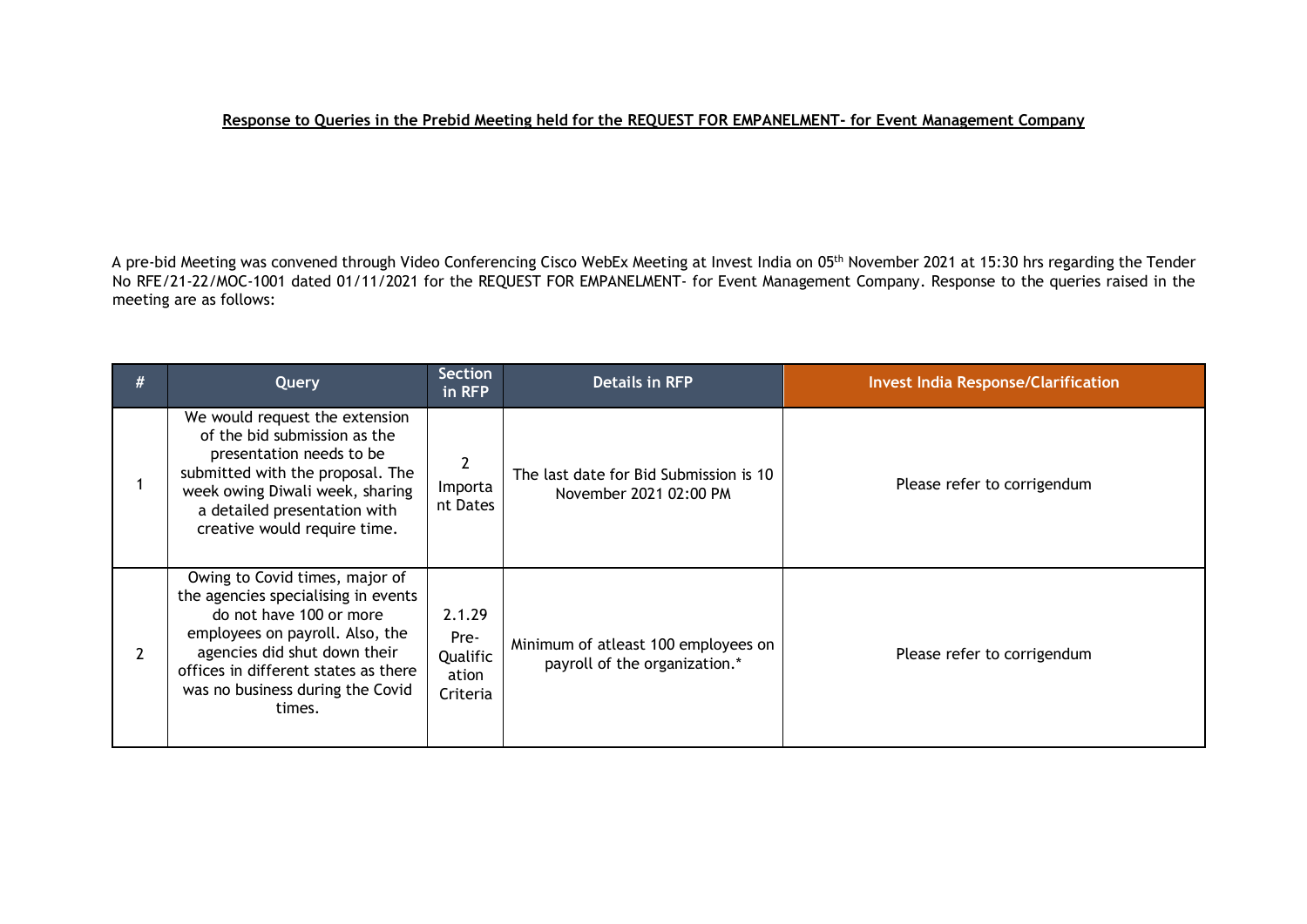**Response to Queries in the Prebid Meeting held for the REQUEST FOR EMPANELMENT- for Event Management Company**

A pre-bid Meeting was convened through Video Conferencing Cisco WebEx Meeting at Invest India on 05th November 2021 at 15:30 hrs regarding the Tender No RFE/21-22/MOC-1001 dated 01/11/2021 for the REQUEST FOR EMPANELMENT- for Event Management Company. Response to the queries raised in the meeting are as follows:

| # | Query | Section in RFP | Details in RFP | Invest India Response/Clarification |
|---|---|---|---|---|
| 1 | We would request the extension of the bid submission as the presentation needs to be submitted with the proposal. The week owing Diwali week, sharing a detailed presentation with creative would require time. | 2 Important Dates | The last date for Bid Submission is 10 November 2021 02:00 PM | Please refer to corrigendum |
| 2 | Owing to Covid times, major of the agencies specialising in events do not have 100 or more employees on payroll. Also, the agencies did shut down their offices in different states as there was no business during the Covid times. | 2.1.29 Pre-Qualification Criteria | Minimum of atleast 100 employees on payroll of the organization.* | Please refer to corrigendum |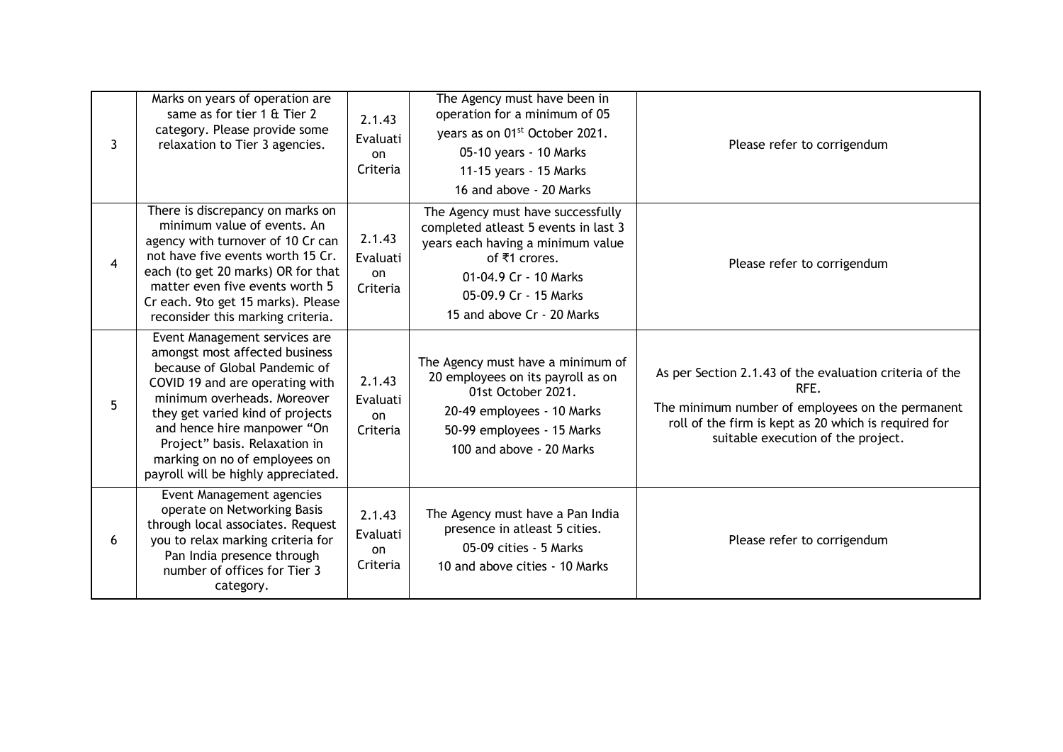| 3 | Marks on years of operation are same as for tier 1 & Tier 2 category. Please provide some relaxation to Tier 3 agencies. | 2.1.43 Evaluation Criteria | The Agency must have been in operation for a minimum of 05 years as on 01st October 2021.<br>05-10 years - 10 Marks<br>11-15 years - 15 Marks<br>16 and above - 20 Marks | Please refer to corrigendum |
|---|---|---|---|---|
| 4 | There is discrepancy on marks on minimum value of events. An agency with turnover of 10 Cr can not have five events worth 15 Cr. each (to get 20 marks) OR for that matter even five events worth 5 Cr each. 9to get 15 marks). Please reconsider this marking criteria. | 2.1.43 Evaluation Criteria | The Agency must have successfully completed atleast 5 events in last 3 years each having a minimum value of ₹1 crores.<br>01-04.9 Cr - 10 Marks<br>05-09.9 Cr - 15 Marks<br>15 and above Cr - 20 Marks | Please refer to corrigendum |
| 5 | Event Management services are amongst most affected business because of Global Pandemic of COVID 19 and are operating with minimum overheads. Moreover they get varied kind of projects and hence hire manpower "On Project" basis. Relaxation in marking on no of employees on payroll will be highly appreciated. | 2.1.43 Evaluation Criteria | The Agency must have a minimum of 20 employees on its payroll as on 01st October 2021.<br>20-49 employees - 10 Marks<br>50-99 employees - 15 Marks<br>100 and above - 20 Marks | As per Section 2.1.43 of the evaluation criteria of the RFE.<br>The minimum number of employees on the permanent roll of the firm is kept as 20 which is required for suitable execution of the project. |
| 6 | Event Management agencies operate on Networking Basis through local associates. Request you to relax marking criteria for Pan India presence through number of offices for Tier 3 category. | 2.1.43 Evaluation Criteria | The Agency must have a Pan India presence in atleast 5 cities.<br>05-09 cities - 5 Marks<br>10 and above cities - 10 Marks | Please refer to corrigendum |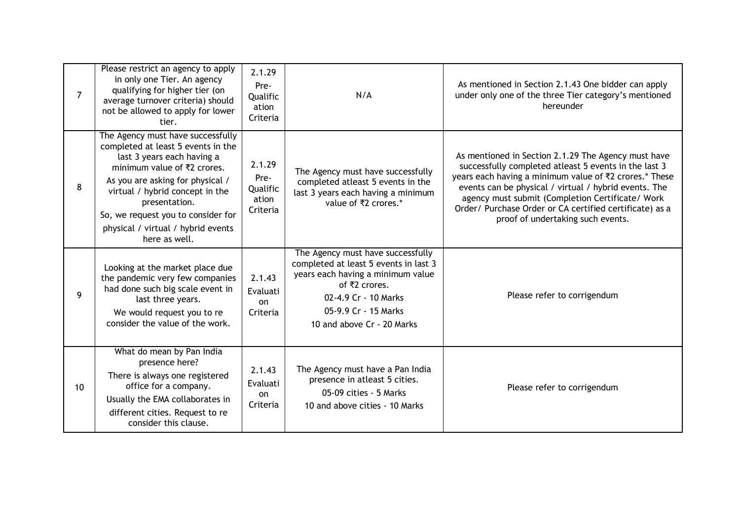| 7 | Please restrict an agency to apply in only one Tier. An agency qualifying for higher tier (on average turnover criteria) should not be allowed to apply for lower tier. | 2.1.29 Pre-Qualification Criteria | N/A | As mentioned in Section 2.1.43 One bidder can apply under only one of the three Tier category's mentioned hereunder |
|---|---|---|---|---|
| 8 | The Agency must have successfully completed at least 5 events in the last 3 years each having a minimum value of ₹2 crores.<br>As you are asking for physical / virtual / hybrid concept in the presentation.<br>So, we request you to consider for physical / virtual / hybrid events here as well. | 2.1.29 Pre-Qualification Criteria | The Agency must have successfully completed atleast 5 events in the last 3 years each having a minimum value of ₹2 crores.* | As mentioned in Section 2.1.29 The Agency must have successfully completed atleast 5 events in the last 3 years each having a minimum value of ₹2 crores.* These events can be physical / virtual / hybrid events. The agency must submit (Completion Certificate/ Work Order/ Purchase Order or CA certified certificate) as a proof of undertaking such events. |
| 9 | Looking at the market place due the pandemic very few companies had done such big scale event in last three years.<br>We would request you to re consider the value of the work. | 2.1.43 Evaluation Criteria | The Agency must have successfully completed at least 5 events in last 3 years each having a minimum value of ₹2 crores.<br>02-4.9 Cr - 10 Marks<br>05-9.9 Cr - 15 Marks<br>10 and above Cr - 20 Marks | Please refer to corrigendum |
| 10 | What do mean by Pan India presence here?<br>There is always one registered office for a company.<br>Usually the EMA collaborates in different cities. Request to re consider this clause. | 2.1.43 Evaluation Criteria | The Agency must have a Pan India presence in atleast 5 cities.<br>05-09 cities - 5 Marks<br>10 and above cities - 10 Marks | Please refer to corrigendum |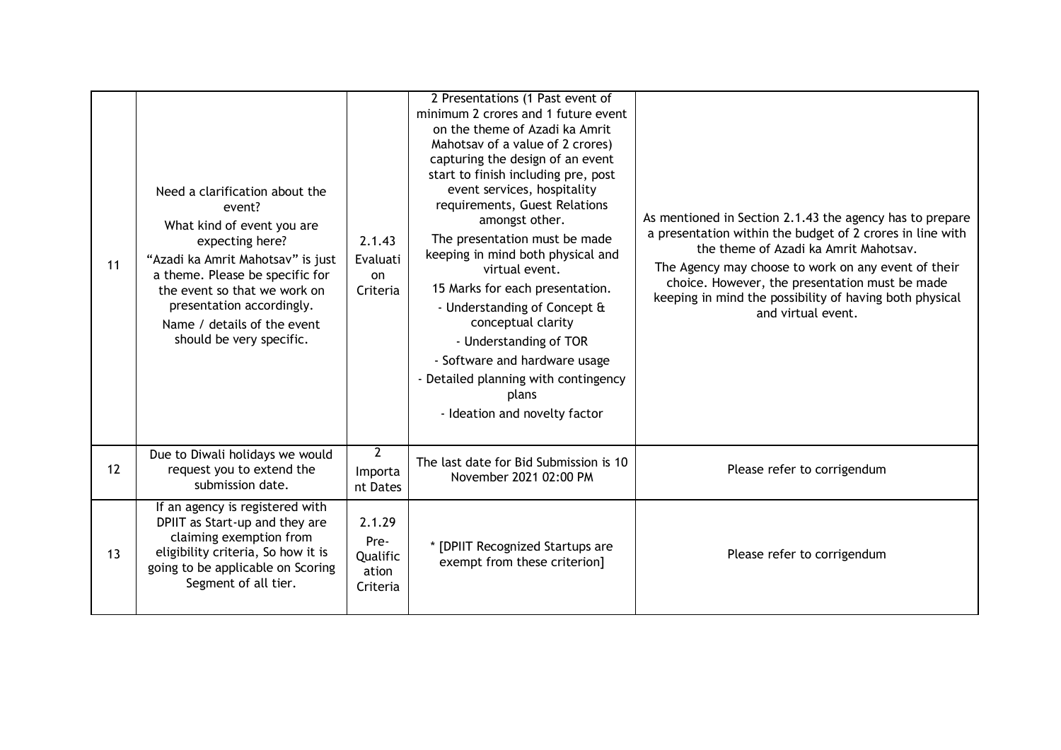| 11 | Need a clarification about the event?<br>What kind of event you are expecting here?<br>"Azadi ka Amrit Mahotsav" is just a theme. Please be specific for the event so that we work on presentation accordingly.<br>Name / details of the event should be very specific. | 2.1.43 Evaluation Criteria | 2 Presentations (1 Past event of minimum 2 crores and 1 future event on the theme of Azadi ka Amrit Mahotsav of a value of 2 crores) capturing the design of an event start to finish including pre, post event services, hospitality requirements, Guest Relations amongst other.<br>The presentation must be made keeping in mind both physical and virtual event.<br>15 Marks for each presentation.<br>- Understanding of Concept & conceptual clarity<br>- Understanding of TOR<br>- Software and hardware usage<br>- Detailed planning with contingency plans<br>- Ideation and novelty factor | As mentioned in Section 2.1.43 the agency has to prepare a presentation within the budget of 2 crores in line with the theme of Azadi ka Amrit Mahotsav.<br>The Agency may choose to work on any event of their choice. However, the presentation must be made keeping in mind the possibility of having both physical and virtual event. |
|---|---|---|---|---|
| 12 | Due to Diwali holidays we would request you to extend the submission date. | 2 Important Dates | The last date for Bid Submission is 10 November 2021 02:00 PM | Please refer to corrigendum |
| 13 | If an agency is registered with DPIIT as Start-up and they are claiming exemption from eligibility criteria, So how it is going to be applicable on Scoring Segment of all tier. | 2.1.29 Pre-Qualification Criteria | * [DPIIT Recognized Startups are exempt from these criterion] | Please refer to corrigendum |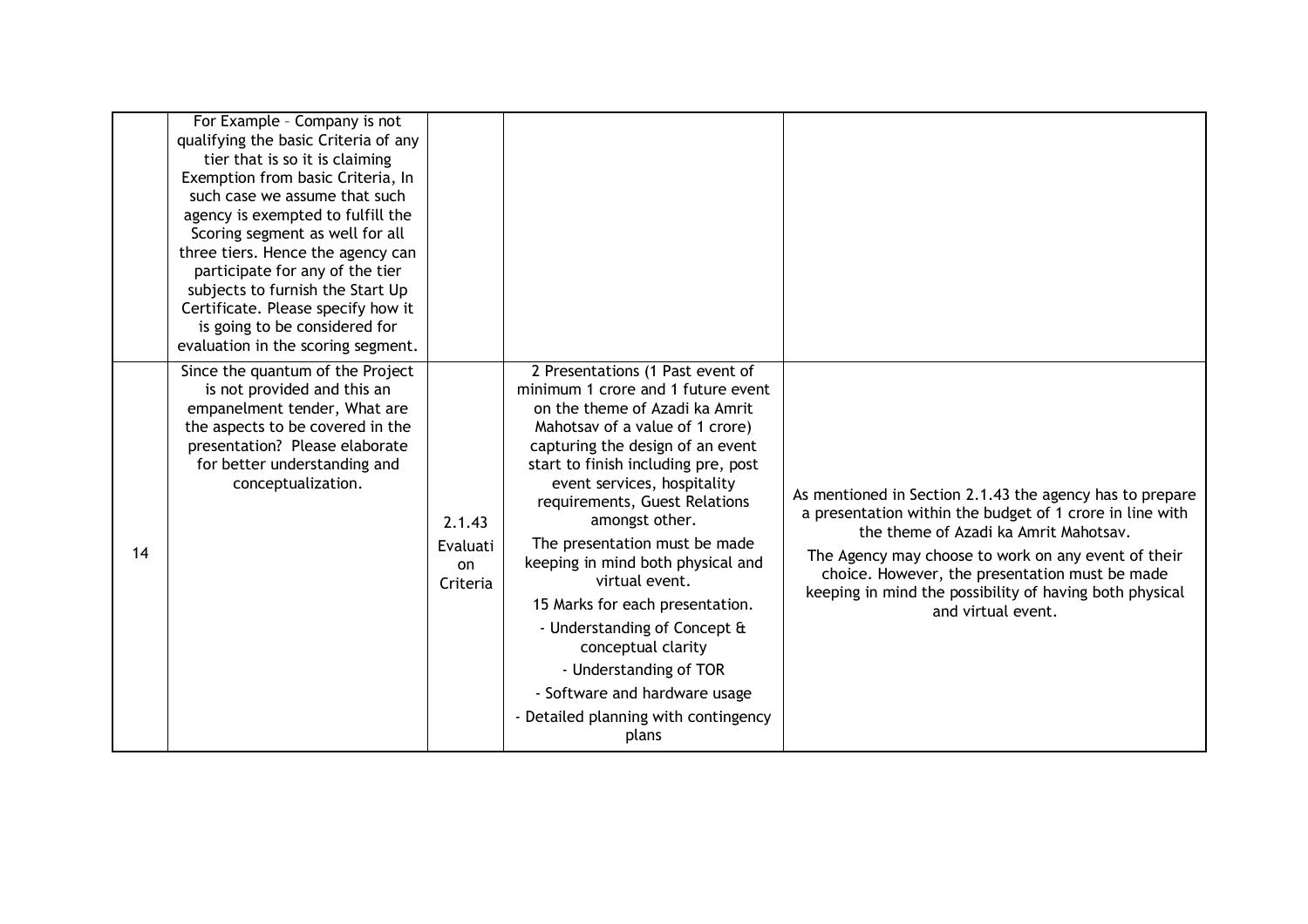| | | | | |
|---|---|---|---|---|
| | For Example – Company is not qualifying the basic Criteria of any tier that is so it is claiming Exemption from basic Criteria, In such case we assume that such agency is exempted to fulfill the Scoring segment as well for all three tiers. Hence the agency can participate for any of the tier subjects to furnish the Start Up Certificate. Please specify how it is going to be considered for evaluation in the scoring segment. | | | |
| 14 | Since the quantum of the Project is not provided and this an empanelment tender, What are the aspects to be covered in the presentation? Please elaborate for better understanding and conceptualization. | 2.1.43 Evaluation Criteria | 2 Presentations (1 Past event of minimum 1 crore and 1 future event on the theme of Azadi ka Amrit Mahotsav of a value of 1 crore) capturing the design of an event start to finish including pre, post event services, hospitality requirements, Guest Relations amongst other.<br>The presentation must be made keeping in mind both physical and virtual event.<br>15 Marks for each presentation.<br>- Understanding of Concept & conceptual clarity<br>- Understanding of TOR<br>- Software and hardware usage<br>- Detailed planning with contingency plans | As mentioned in Section 2.1.43 the agency has to prepare a presentation within the budget of 1 crore in line with the theme of Azadi ka Amrit Mahotsav.<br>The Agency may choose to work on any event of their choice. However, the presentation must be made keeping in mind the possibility of having both physical and virtual event. |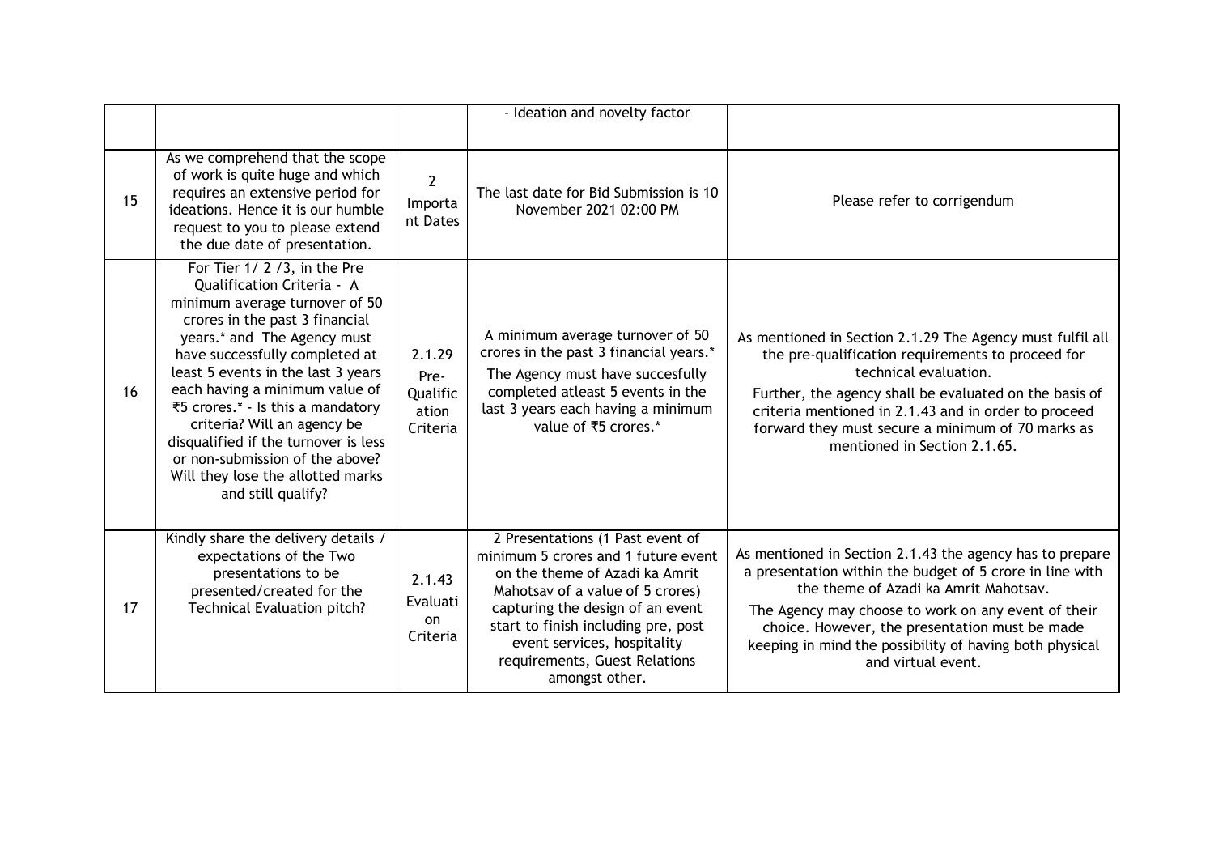| | | | | |
|---|---|---|---|---|
| | | | - Ideation and novelty factor | |
| 15 | As we comprehend that the scope of work is quite huge and which requires an extensive period for ideations. Hence it is our humble request to you to please extend the due date of presentation. | 2 Important Dates | The last date for Bid Submission is 10 November 2021 02:00 PM | Please refer to corrigendum |
| 16 | For Tier 1/ 2 /3, in the Pre Qualification Criteria - A minimum average turnover of 50 crores in the past 3 financial years.* and The Agency must have successfully completed at least 5 events in the last 3 years each having a minimum value of ₹5 crores.* - Is this a mandatory criteria? Will an agency be disqualified if the turnover is less or non-submission of the above? Will they lose the allotted marks and still qualify? | 2.1.29 Pre-Qualification Criteria | A minimum average turnover of 50 crores in the past 3 financial years.* The Agency must have succesfully completed atleast 5 events in the last 3 years each having a minimum value of ₹5 crores.* | As mentioned in Section 2.1.29 The Agency must fulfil all the pre-qualification requirements to proceed for technical evaluation. Further, the agency shall be evaluated on the basis of criteria mentioned in 2.1.43 and in order to proceed forward they must secure a minimum of 70 marks as mentioned in Section 2.1.65. |
| 17 | Kindly share the delivery details / expectations of the Two presentations to be presented/created for the Technical Evaluation pitch? | 2.1.43 Evaluation Criteria | 2 Presentations (1 Past event of minimum 5 crores and 1 future event on the theme of Azadi ka Amrit Mahotsav of a value of 5 crores) capturing the design of an event start to finish including pre, post event services, hospitality requirements, Guest Relations amongst other. | As mentioned in Section 2.1.43 the agency has to prepare a presentation within the budget of 5 crore in line with the theme of Azadi ka Amrit Mahotsav. The Agency may choose to work on any event of their choice. However, the presentation must be made keeping in mind the possibility of having both physical and virtual event. |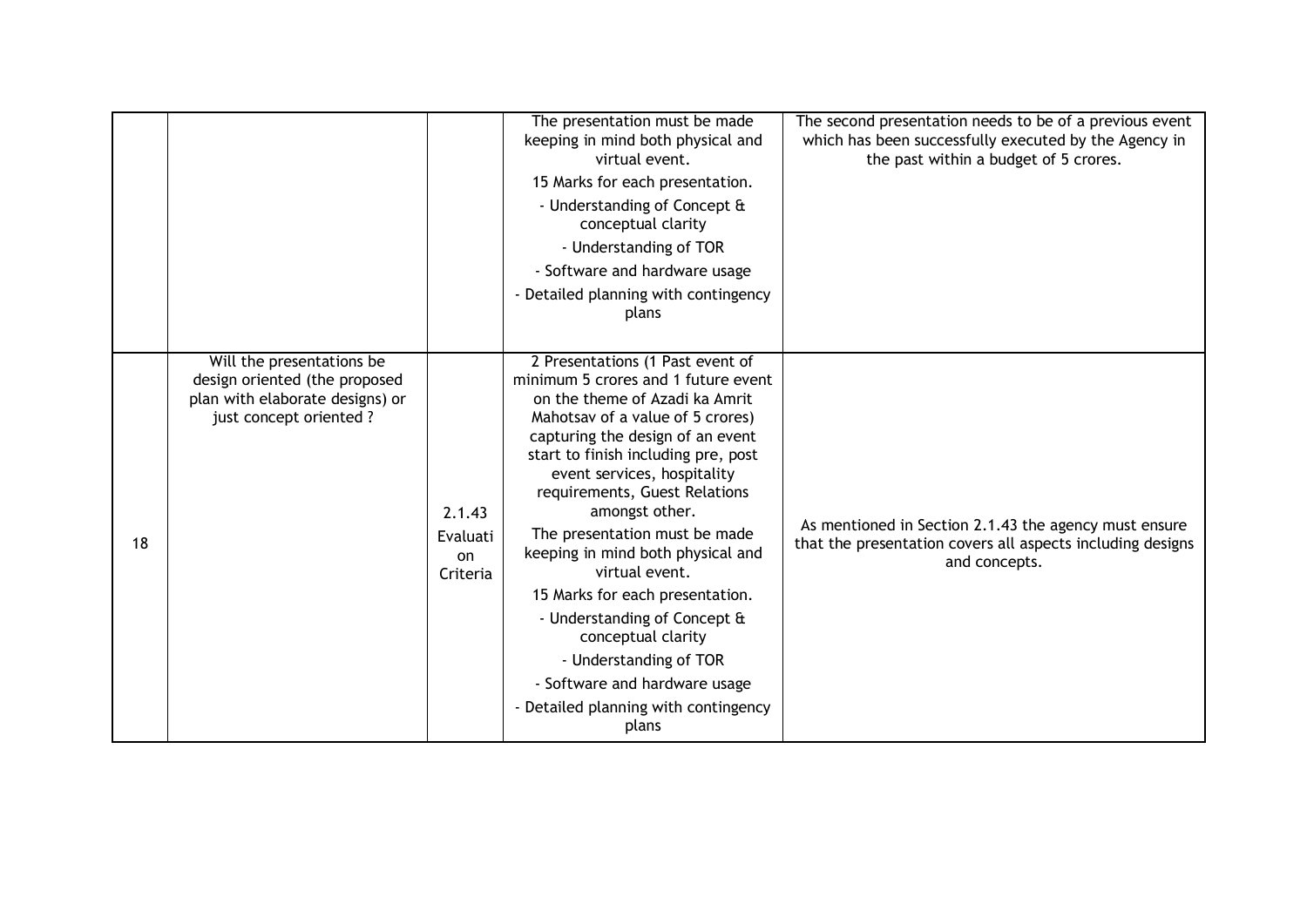| | | | | |
|---|---|---|---|---|
| | | | The presentation must be made keeping in mind both physical and virtual event.<br>15 Marks for each presentation.<br>- Understanding of Concept & conceptual clarity<br>- Understanding of TOR<br>- Software and hardware usage<br>- Detailed planning with contingency plans | The second presentation needs to be of a previous event which has been successfully executed by the Agency in the past within a budget of 5 crores. |
| 18 | Will the presentations be design oriented (the proposed plan with elaborate designs) or just concept oriented ? | 2.1.43 Evaluation Criteria | 2 Presentations (1 Past event of minimum 5 crores and 1 future event on the theme of Azadi ka Amrit Mahotsav of a value of 5 crores) capturing the design of an event start to finish including pre, post event services, hospitality requirements, Guest Relations amongst other.<br>The presentation must be made keeping in mind both physical and virtual event.<br>15 Marks for each presentation.<br>- Understanding of Concept & conceptual clarity<br>- Understanding of TOR<br>- Software and hardware usage<br>- Detailed planning with contingency plans | As mentioned in Section 2.1.43 the agency must ensure that the presentation covers all aspects including designs and concepts. |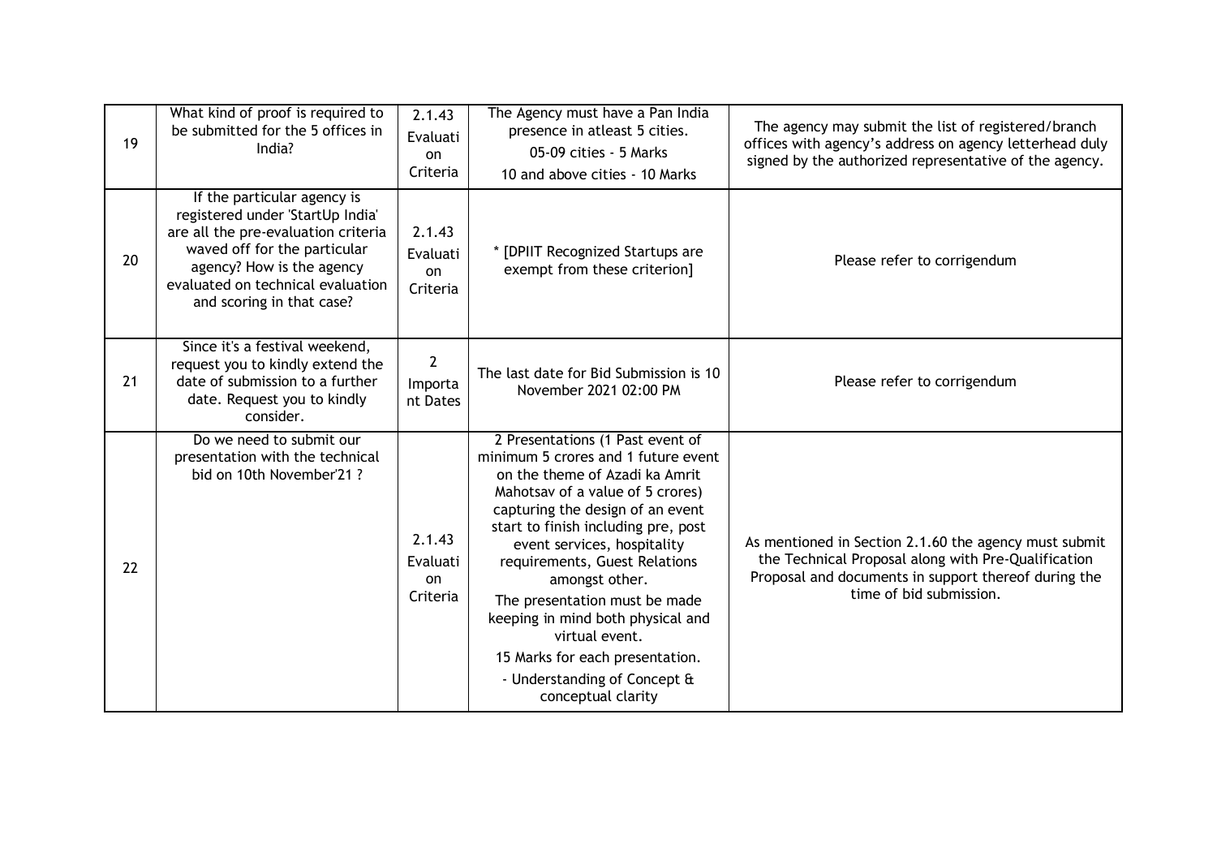| 19 | What kind of proof is required to be submitted for the 5 offices in India? | 2.1.43 Evaluation Criteria | The Agency must have a Pan India presence in atleast 5 cities.<br>05-09 cities - 5 Marks<br>10 and above cities - 10 Marks | The agency may submit the list of registered/branch offices with agency's address on agency letterhead duly signed by the authorized representative of the agency. |
|---|---|---|---|---|
| 20 | If the particular agency is registered under 'StartUp India' are all the pre-evaluation criteria waved off for the particular agency? How is the agency evaluated on technical evaluation and scoring in that case? | 2.1.43 Evaluation Criteria | * [DPIIT Recognized Startups are exempt from these criterion] | Please refer to corrigendum |
| 21 | Since it's a festival weekend, request you to kindly extend the date of submission to a further date. Request you to kindly consider. | 2 Important Dates | The last date for Bid Submission is 10 November 2021 02:00 PM | Please refer to corrigendum |
| 22 | Do we need to submit our presentation with the technical bid on 10th November'21 ? | 2.1.43 Evaluation Criteria | 2 Presentations (1 Past event of minimum 5 crores and 1 future event on the theme of Azadi ka Amrit Mahotsav of a value of 5 crores) capturing the design of an event start to finish including pre, post event services, hospitality requirements, Guest Relations amongst other.<br>The presentation must be made keeping in mind both physical and virtual event.<br>15 Marks for each presentation.<br>- Understanding of Concept & conceptual clarity | As mentioned in Section 2.1.60 the agency must submit the Technical Proposal along with Pre-Qualification Proposal and documents in support thereof during the time of bid submission. |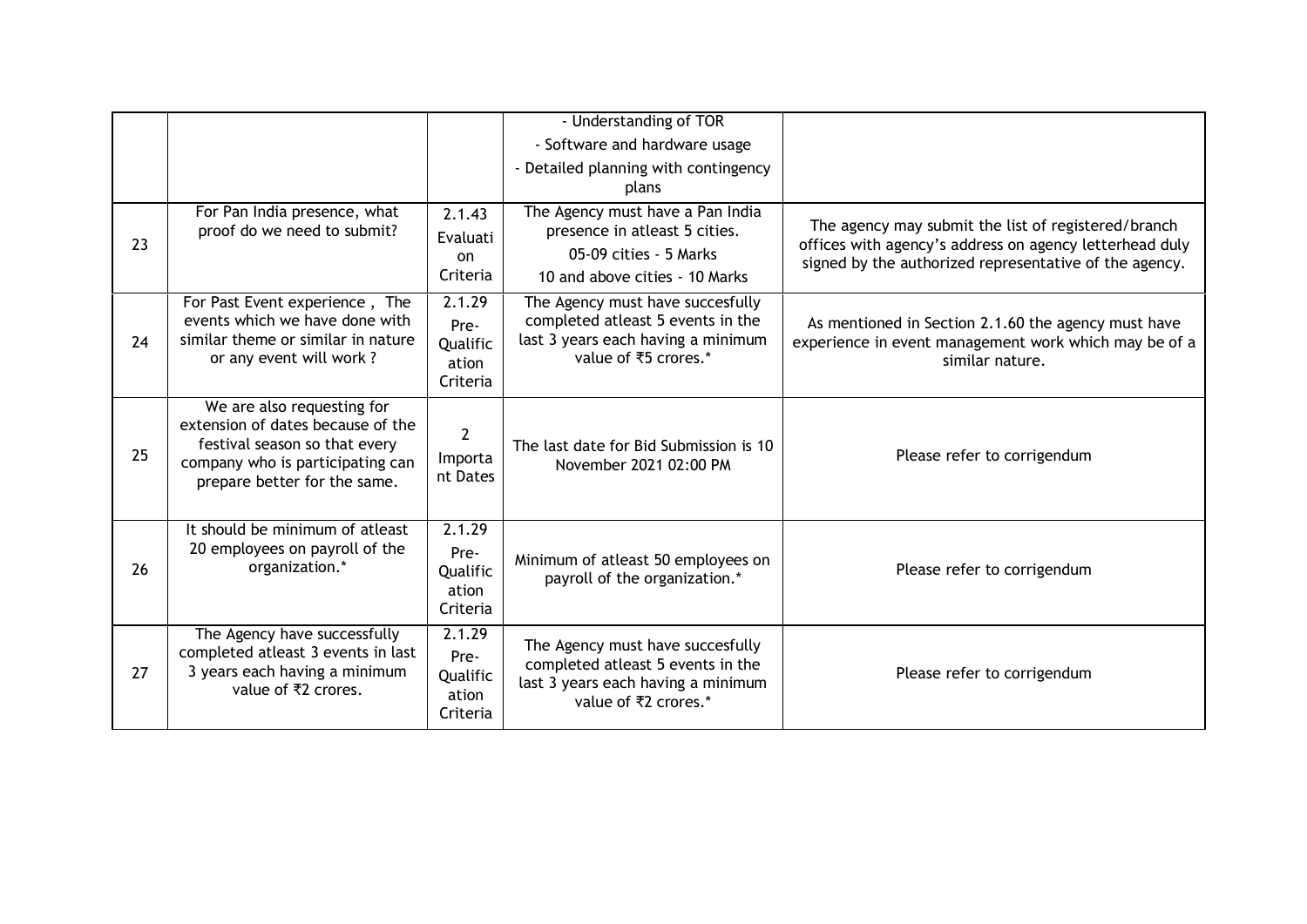| | | | | |
|---|---|---|---|---|
| | | | - Understanding of TOR<br>- Software and hardware usage<br>- Detailed planning with contingency plans | |
| 23 | For Pan India presence, what proof do we need to submit? | 2.1.43 Evaluation Criteria | The Agency must have a Pan India presence in atleast 5 cities.<br>05-09 cities - 5 Marks<br>10 and above cities - 10 Marks | The agency may submit the list of registered/branch offices with agency's address on agency letterhead duly signed by the authorized representative of the agency. |
| 24 | For Past Event experience , The events which we have done with similar theme or similar in nature or any event will work ? | 2.1.29 Pre-Qualification Criteria | The Agency must have succesfully completed atleast 5 events in the last 3 years each having a minimum value of ₹5 crores.* | As mentioned in Section 2.1.60 the agency must have experience in event management work which may be of a similar nature. |
| 25 | We are also requesting for extension of dates because of the festival season so that every company who is participating can prepare better for the same. | 2 Important Dates | The last date for Bid Submission is 10 November 2021 02:00 PM | Please refer to corrigendum |
| 26 | It should be minimum of atleast 20 employees on payroll of the organization.* | 2.1.29 Pre-Qualification Criteria | Minimum of atleast 50 employees on payroll of the organization.* | Please refer to corrigendum |
| 27 | The Agency have successfully completed atleast 3 events in last 3 years each having a minimum value of ₹2 crores. | 2.1.29 Pre-Qualification Criteria | The Agency must have succesfully completed atleast 5 events in the last 3 years each having a minimum value of ₹2 crores.* | Please refer to corrigendum |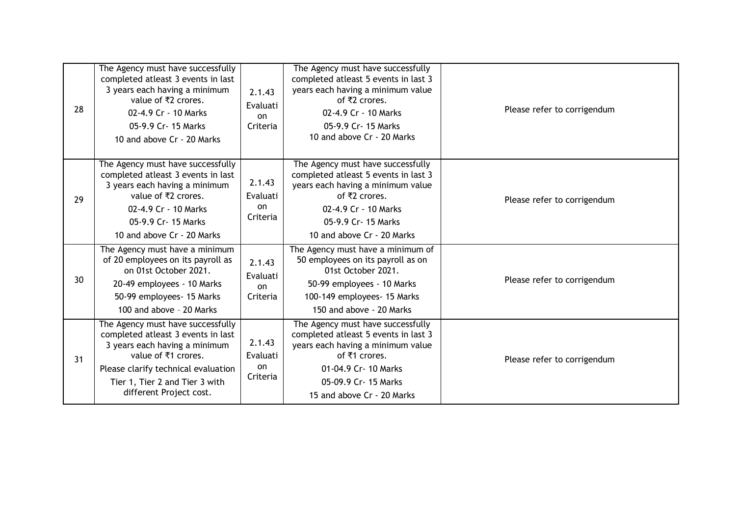| | | | | |
|---|---|---|---|---|
| 28 | The Agency must have successfully completed atleast 3 events in last 3 years each having a minimum value of ₹2 crores.<br>02-4.9 Cr - 10 Marks<br>05-9.9 Cr- 15 Marks<br>10 and above Cr - 20 Marks | 2.1.43 Evaluation Criteria | The Agency must have successfully completed atleast 5 events in last 3 years each having a minimum value of ₹2 crores.<br>02-4.9 Cr - 10 Marks<br>05-9.9 Cr- 15 Marks<br>10 and above Cr - 20 Marks | Please refer to corrigendum |
| 29 | The Agency must have successfully completed atleast 3 events in last 3 years each having a minimum value of ₹2 crores.<br>02-4.9 Cr - 10 Marks<br>05-9.9 Cr- 15 Marks<br>10 and above Cr - 20 Marks | 2.1.43 Evaluation Criteria | The Agency must have successfully completed atleast 5 events in last 3 years each having a minimum value of ₹2 crores.<br>02-4.9 Cr - 10 Marks<br>05-9.9 Cr- 15 Marks<br>10 and above Cr - 20 Marks | Please refer to corrigendum |
| 30 | The Agency must have a minimum of 20 employees on its payroll as on 01st October 2021.<br>20-49 employees - 10 Marks<br>50-99 employees- 15 Marks<br>100 and above – 20 Marks | 2.1.43 Evaluation Criteria | The Agency must have a minimum of 50 employees on its payroll as on 01st October 2021.<br>50-99 employees - 10 Marks<br>100-149 employees- 15 Marks<br>150 and above - 20 Marks | Please refer to corrigendum |
| 31 | The Agency must have successfully completed atleast 3 events in last 3 years each having a minimum value of ₹1 crores.<br>Please clarify technical evaluation Tier 1, Tier 2 and Tier 3 with different Project cost. | 2.1.43 Evaluation Criteria | The Agency must have successfully completed atleast 5 events in last 3 years each having a minimum value of ₹1 crores.<br>01-04.9 Cr- 10 Marks<br>05-09.9 Cr- 15 Marks<br>15 and above Cr - 20 Marks | Please refer to corrigendum |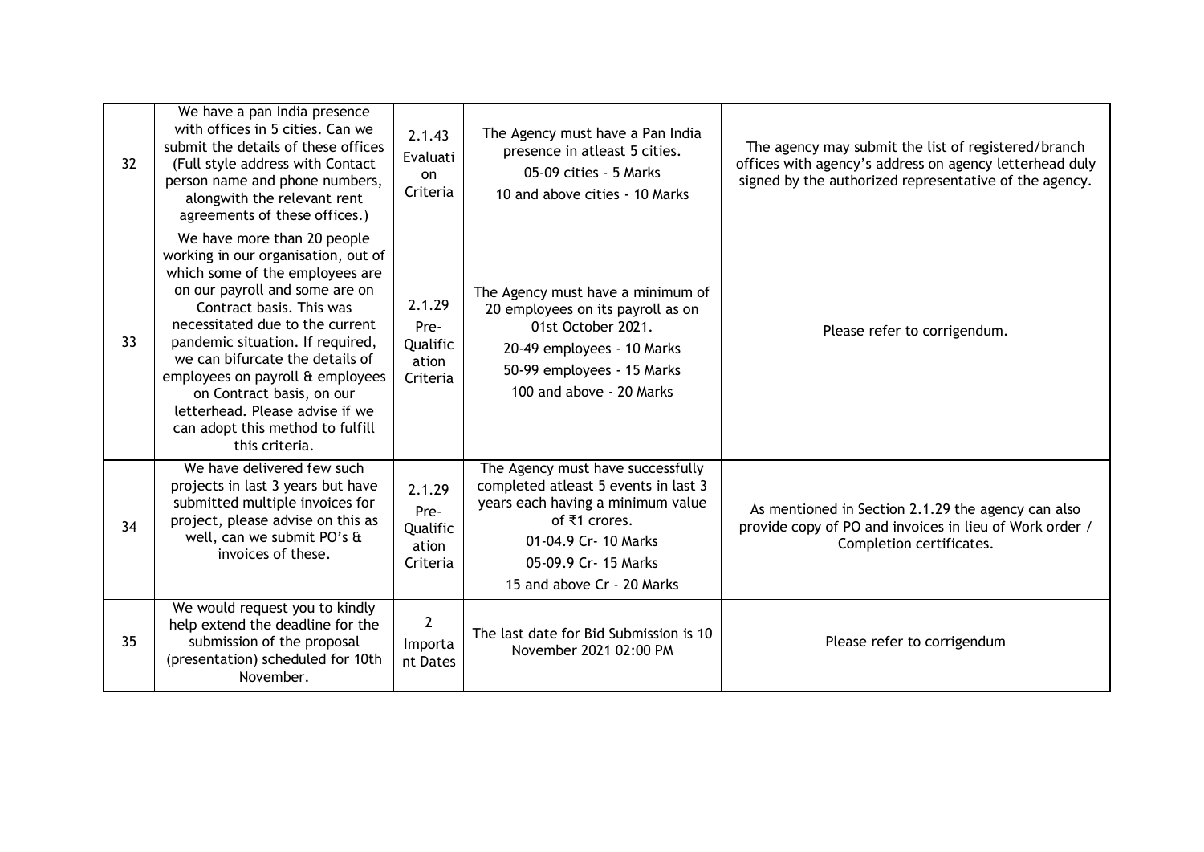| | | | | |
|---|---|---|---|---|
| 32 | We have a pan India presence with offices in 5 cities. Can we submit the details of these offices (Full style address with Contact person name and phone numbers, alongwith the relevant rent agreements of these offices.) | 2.1.43 Evaluation Criteria | The Agency must have a Pan India presence in atleast 5 cities.<br>05-09 cities - 5 Marks<br>10 and above cities - 10 Marks | The agency may submit the list of registered/branch offices with agency's address on agency letterhead duly signed by the authorized representative of the agency. |
| 33 | We have more than 20 people working in our organisation, out of which some of the employees are on our payroll and some are on Contract basis. This was necessitated due to the current pandemic situation. If required, we can bifurcate the details of employees on payroll & employees on Contract basis, on our letterhead. Please advise if we can adopt this method to fulfill this criteria. | 2.1.29 Pre-Qualification Criteria | The Agency must have a minimum of 20 employees on its payroll as on 01st October 2021.<br>20-49 employees - 10 Marks<br>50-99 employees - 15 Marks<br>100 and above - 20 Marks | Please refer to corrigendum. |
| 34 | We have delivered few such projects in last 3 years but have submitted multiple invoices for project, please advise on this as well, can we submit PO's & invoices of these. | 2.1.29 Pre-Qualification Criteria | The Agency must have successfully completed atleast 5 events in last 3 years each having a minimum value of ₹1 crores.<br>01-04.9 Cr- 10 Marks<br>05-09.9 Cr- 15 Marks<br>15 and above Cr - 20 Marks | As mentioned in Section 2.1.29 the agency can also provide copy of PO and invoices in lieu of Work order / Completion certificates. |
| 35 | We would request you to kindly help extend the deadline for the submission of the proposal (presentation) scheduled for 10th November. | 2 Important Dates | The last date for Bid Submission is 10 November 2021 02:00 PM | Please refer to corrigendum |